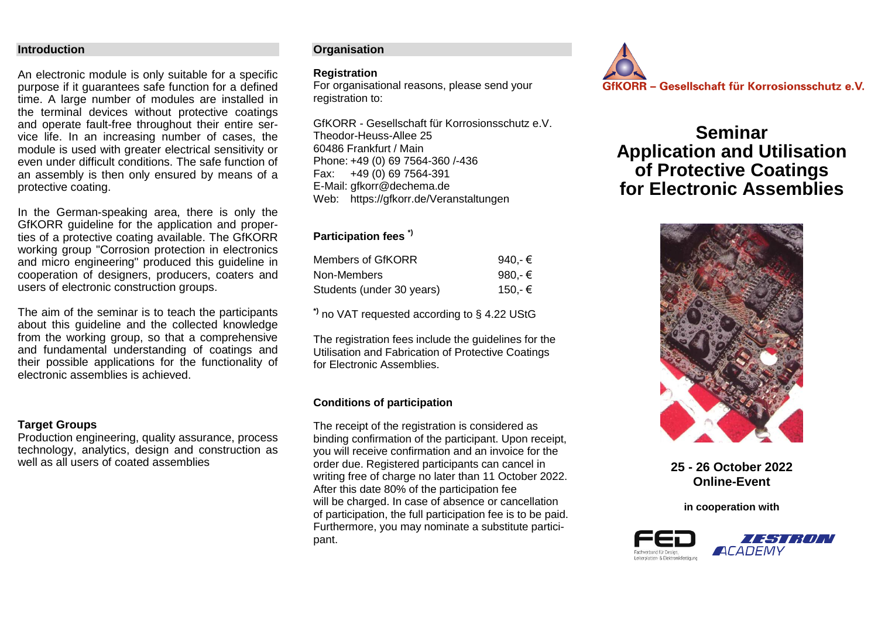## Introduction

An electronic module is only suitable for a specific purpose if it guarantees safe function for a defined time. A large number of modules are installed in the terminal devices without protective coatings and operate fault-free throughout their entire service life. In an increasing number of cases, the module is used with greater electrical sensitivity or even under difficult conditions. The safe function of an assembly is then only ensured by means of a protective coating.

In the German-speaking area, there is only the GfKORR guideline for the application and properties of a protective coating available. The GfKORR working group "Corrosion protection in electronics and micro engineering" produced this guideline in cooperation of designers, producers, coaters and users of electronic construction groups.

The aim of the seminar is to teach the participants about this guideline and the collected knowledge from the working group, so that a comprehensive and fundamental understanding of coatings and their possible applications for the functionality of electronic assemblies is achieved.

### Target Groups

Production engineering, quality assurance, process technology, analytics, design and construction as well as all users of coated assemblies

## Organisation

### Registration

For organisational reasons, please send your registration to:

GfKORR - Gesellschaft für Korrosionsschutz e.V.
Theodor-Heuss-Allee 25
60486 Frankfurt / Main
Phone: +49 (0) 69 7564-360 /-436
Fax: +49 (0) 69 7564-391
E-Mail: gfkorr@dechema.de
Web: https://gfkorr.de/Veranstaltungen

### Participation fees *)

| | |
|---|---|
| Members of GfKORR | 940,- € |
| Non-Members | 980,- € |
| Students (under 30 years) | 150,- € |

*) no VAT requested according to § 4.22 UStG

The registration fees include the guidelines for the Utilisation and Fabrication of Protective Coatings for Electronic Assemblies.

### Conditions of participation

The receipt of the registration is considered as binding confirmation of the participant. Upon receipt, you will receive confirmation and an invoice for the order due. Registered participants can cancel in writing free of charge no later than 11 October 2022. After this date 80% of the participation fee will be charged. In case of absence or cancellation of participation, the full participation fee is to be paid. Furthermore, you may nominate a substitute participant.

GfKORR – Gesellschaft für Korrosionsschutz e.V.

# Seminar Application and Utilisation of Protective Coatings for Electronic Assemblies

**25 - 26 October 2022**
**Online-Event**

**in cooperation with**

FED Fachverband für Design, Leiterplatten- & Elektronikfertigung

ZESTRON ACADEMY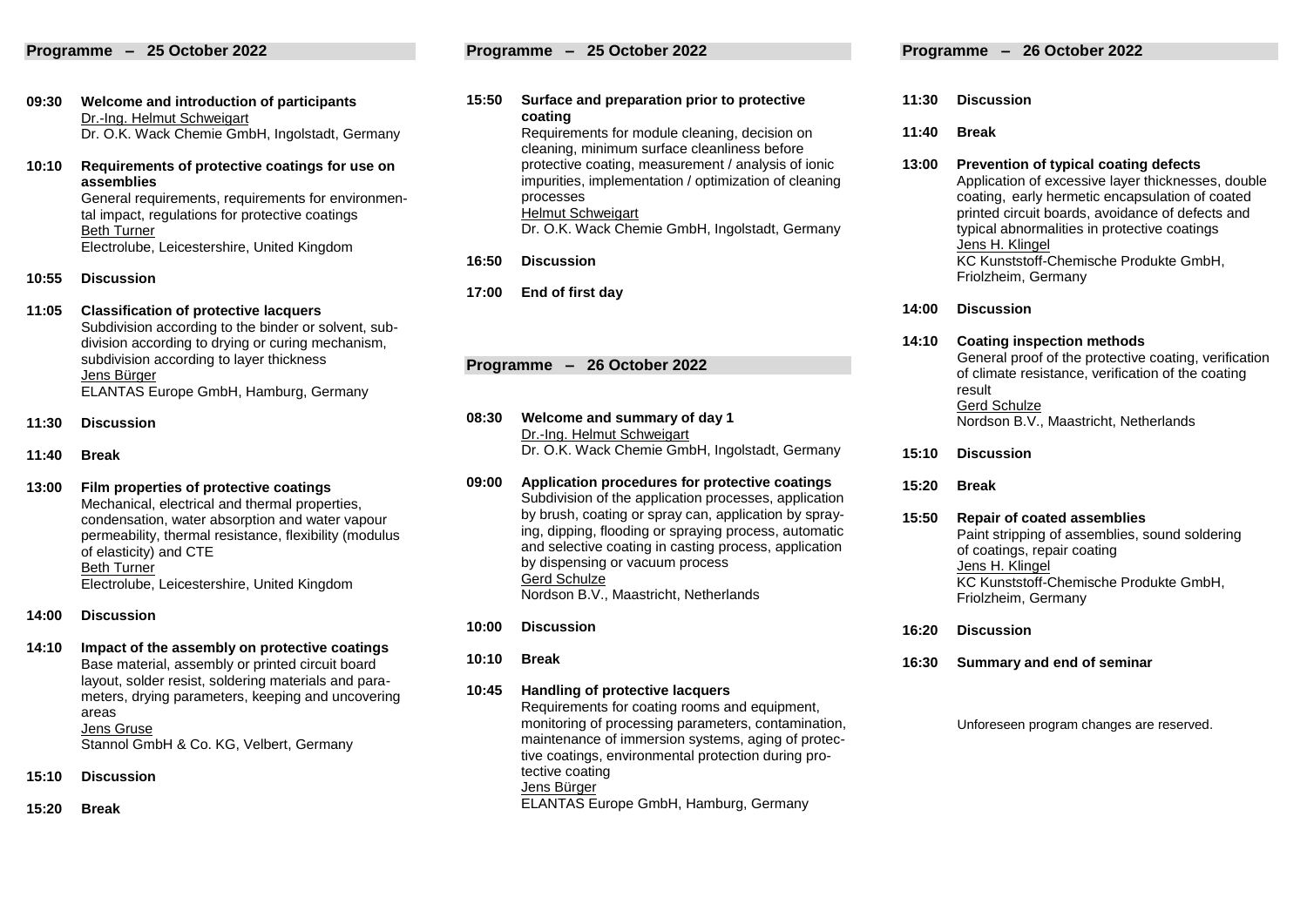## Programme – 25 October 2022

**09:30** **Welcome and introduction of participants**
Dr.-Ing. Helmut Schweigart
Dr. O.K. Wack Chemie GmbH, Ingolstadt, Germany

**10:10** **Requirements of protective coatings for use on assemblies**
General requirements, requirements for environmental impact, regulations for protective coatings
Beth Turner
Electrolube, Leicestershire, United Kingdom

**10:55** **Discussion**

**11:05** **Classification of protective lacquers**
Subdivision according to the binder or solvent, subdivision according to drying or curing mechanism, subdivision according to layer thickness
Jens Bürger
ELANTAS Europe GmbH, Hamburg, Germany

**11:30** **Discussion**

**11:40** **Break**

**13:00** **Film properties of protective coatings**
Mechanical, electrical and thermal properties, condensation, water absorption and water vapour permeability, thermal resistance, flexibility (modulus of elasticity) and CTE
Beth Turner
Electrolube, Leicestershire, United Kingdom

**14:00** **Discussion**

**14:10** **Impact of the assembly on protective coatings**
Base material, assembly or printed circuit board layout, solder resist, soldering materials and parameters, drying parameters, keeping and uncovering areas
Jens Gruse
Stannol GmbH & Co. KG, Velbert, Germany

**15:10** **Discussion**

**15:20** **Break**

**15:50** **Surface and preparation prior to protective coating**
Requirements for module cleaning, decision on cleaning, minimum surface cleanliness before protective coating, measurement / analysis of ionic impurities, implementation / optimization of cleaning processes
Helmut Schweigart
Dr. O.K. Wack Chemie GmbH, Ingolstadt, Germany

**16:50** **Discussion**

**17:00** **End of first day**

## Programme – 26 October 2022

**08:30** **Welcome and summary of day 1**
Dr.-Ing. Helmut Schweigart
Dr. O.K. Wack Chemie GmbH, Ingolstadt, Germany

**09:00** **Application procedures for protective coatings**
Subdivision of the application processes, application by brush, coating or spray can, application by spraying, dipping, flooding or spraying process, automatic and selective coating in casting process, application by dispensing or vacuum process
Gerd Schulze
Nordson B.V., Maastricht, Netherlands

**10:00** **Discussion**

**10:10** **Break**

**10:45** **Handling of protective lacquers**
Requirements for coating rooms and equipment, monitoring of processing parameters, contamination, maintenance of immersion systems, aging of protective coatings, environmental protection during protective coating
Jens Bürger
ELANTAS Europe GmbH, Hamburg, Germany

**11:30** **Discussion**

**11:40** **Break**

**13:00** **Prevention of typical coating defects**
Application of excessive layer thicknesses, double coating, early hermetic encapsulation of coated printed circuit boards, avoidance of defects and typical abnormalities in protective coatings
Jens H. Klingel
KC Kunststoff-Chemische Produkte GmbH, Friolzheim, Germany

**14:00** **Discussion**

**14:10** **Coating inspection methods**
General proof of the protective coating, verification of climate resistance, verification of the coating result
Gerd Schulze
Nordson B.V., Maastricht, Netherlands

**15:10** **Discussion**

**15:20** **Break**

**15:50** **Repair of coated assemblies**
Paint stripping of assemblies, sound soldering of coatings, repair coating
Jens H. Klingel
KC Kunststoff-Chemische Produkte GmbH, Friolzheim, Germany

**16:20** **Discussion**

**16:30** **Summary and end of seminar**

Unforeseen program changes are reserved.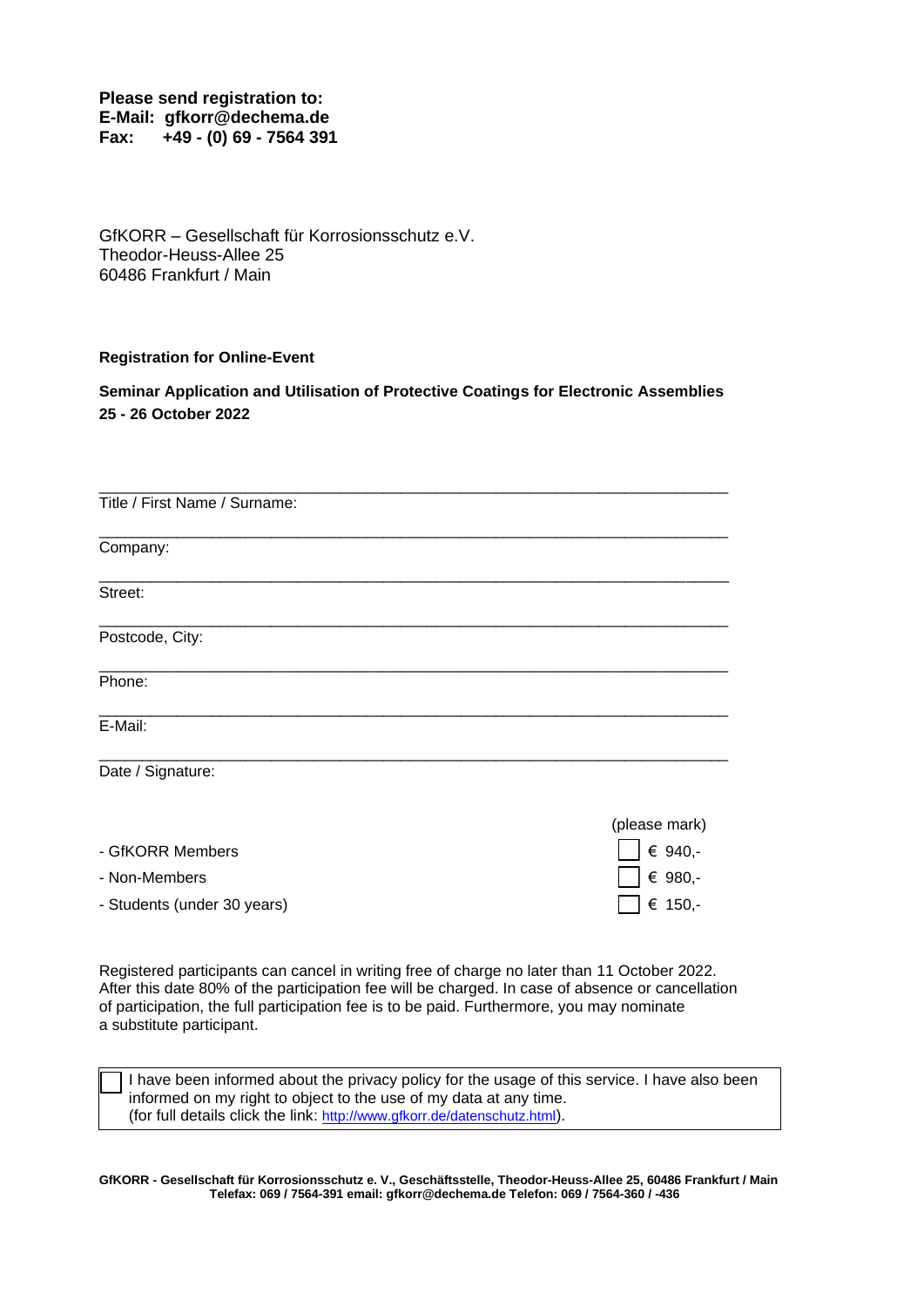**Please send registration to:**
**E-Mail: gfkorr@dechema.de**
**Fax: +49 - (0) 69 - 7564 391**

GfKORR – Gesellschaft für Korrosionsschutz e.V.
Theodor-Heuss-Allee 25
60486 Frankfurt / Main

**Registration for Online-Event**

**Seminar Application and Utilisation of Protective Coatings for Electronic Assemblies**
**25 - 26 October 2022**

\_\_\_\_\_\_\_\_\_\_\_\_\_\_\_\_\_\_\_\_\_\_\_\_\_\_\_\_\_\_\_\_\_\_\_\_\_\_\_\_\_\_\_\_\_\_\_\_\_\_\_\_\_\_\_\_\_\_\_\_\_\_\_\_\_\_\_\_\_\_
Title / First Name / Surname:

\_\_\_\_\_\_\_\_\_\_\_\_\_\_\_\_\_\_\_\_\_\_\_\_\_\_\_\_\_\_\_\_\_\_\_\_\_\_\_\_\_\_\_\_\_\_\_\_\_\_\_\_\_\_\_\_\_\_\_\_\_\_\_\_\_\_\_\_\_\_
Company:

\_\_\_\_\_\_\_\_\_\_\_\_\_\_\_\_\_\_\_\_\_\_\_\_\_\_\_\_\_\_\_\_\_\_\_\_\_\_\_\_\_\_\_\_\_\_\_\_\_\_\_\_\_\_\_\_\_\_\_\_\_\_\_\_\_\_\_\_\_\_
Street:

\_\_\_\_\_\_\_\_\_\_\_\_\_\_\_\_\_\_\_\_\_\_\_\_\_\_\_\_\_\_\_\_\_\_\_\_\_\_\_\_\_\_\_\_\_\_\_\_\_\_\_\_\_\_\_\_\_\_\_\_\_\_\_\_\_\_\_\_\_\_
Postcode, City:

\_\_\_\_\_\_\_\_\_\_\_\_\_\_\_\_\_\_\_\_\_\_\_\_\_\_\_\_\_\_\_\_\_\_\_\_\_\_\_\_\_\_\_\_\_\_\_\_\_\_\_\_\_\_\_\_\_\_\_\_\_\_\_\_\_\_\_\_\_\_
Phone:

\_\_\_\_\_\_\_\_\_\_\_\_\_\_\_\_\_\_\_\_\_\_\_\_\_\_\_\_\_\_\_\_\_\_\_\_\_\_\_\_\_\_\_\_\_\_\_\_\_\_\_\_\_\_\_\_\_\_\_\_\_\_\_\_\_\_\_\_\_\_
E-Mail:

\_\_\_\_\_\_\_\_\_\_\_\_\_\_\_\_\_\_\_\_\_\_\_\_\_\_\_\_\_\_\_\_\_\_\_\_\_\_\_\_\_\_\_\_\_\_\_\_\_\_\_\_\_\_\_\_\_\_\_\_\_\_\_\_\_\_\_\_\_\_
Date / Signature:

| | (please mark) |
|---|---|
| - GfKORR Members | ☐ € 940,- |
| - Non-Members | ☐ € 980,- |
| - Students (under 30 years) | ☐ € 150,- |

Registered participants can cancel in writing free of charge no later than 11 October 2022. After this date 80% of the participation fee will be charged. In case of absence or cancellation of participation, the full participation fee is to be paid. Furthermore, you may nominate a substitute participant.

☐ I have been informed about the privacy policy for the usage of this service. I have also been informed on my right to object to the use of my data at any time.
(for full details click the link: http://www.gfkorr.de/datenschutz.html).

**GfKORR - Gesellschaft für Korrosionsschutz e. V., Geschäftsstelle, Theodor-Heuss-Allee 25, 60486 Frankfurt / Main**
**Telefax: 069 / 7564-391 email: gfkorr@dechema.de Telefon: 069 / 7564-360 / -436**